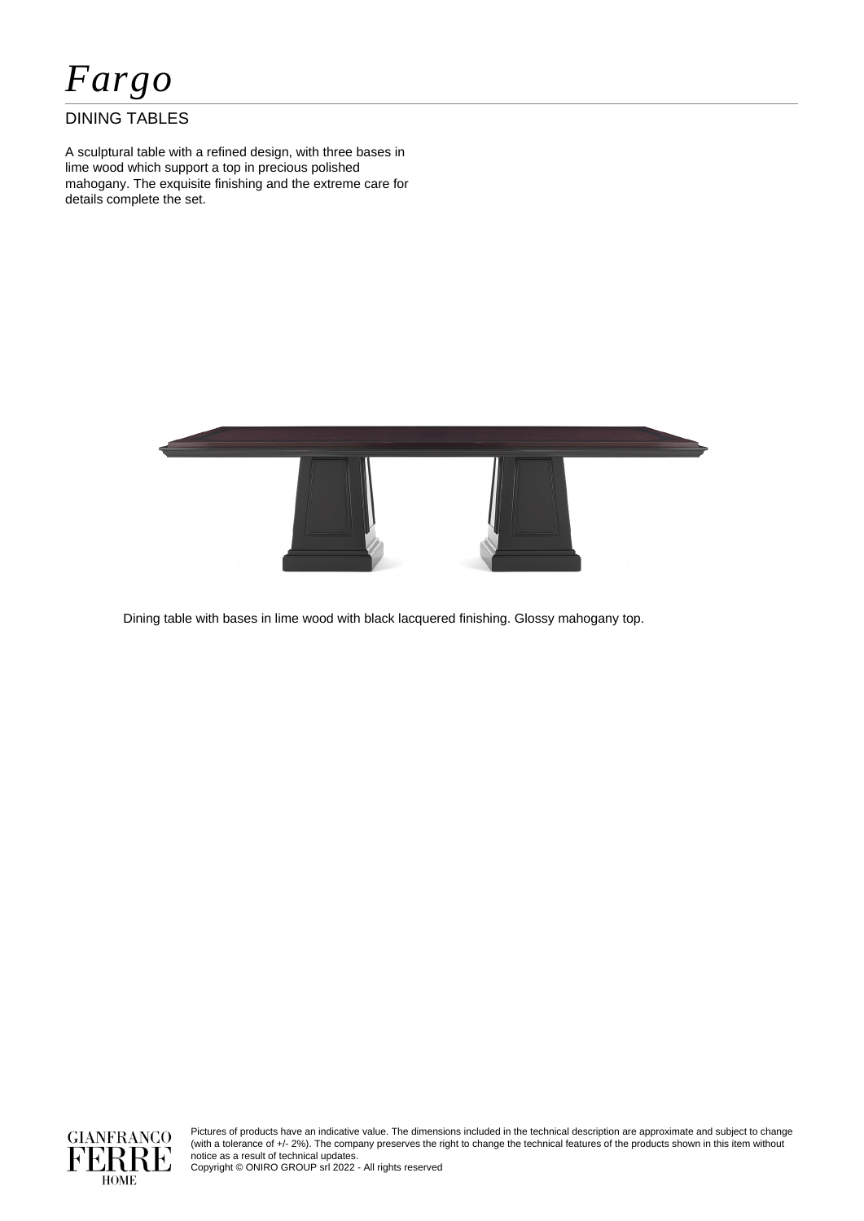# *Fargo*

## DINING TABLES

A sculptural table with a refined design, with three bases in lime wood which support a top in precious polished mahogany. The exquisite finishing and the extreme care for details complete the set.

Dining table with bases in lime wood with black lacquered finishing. Glossy mahogany top.

Pictures of products have an indicative value. The dimensions included in the technical description are approximate and subject to change (with a tolerance of +/- 2%). The company preserves the right to change the technical features of the products shown in this item without notice as a result of technical updates.
Copyright © ONIRO GROUP srl 2022 - All rights reserved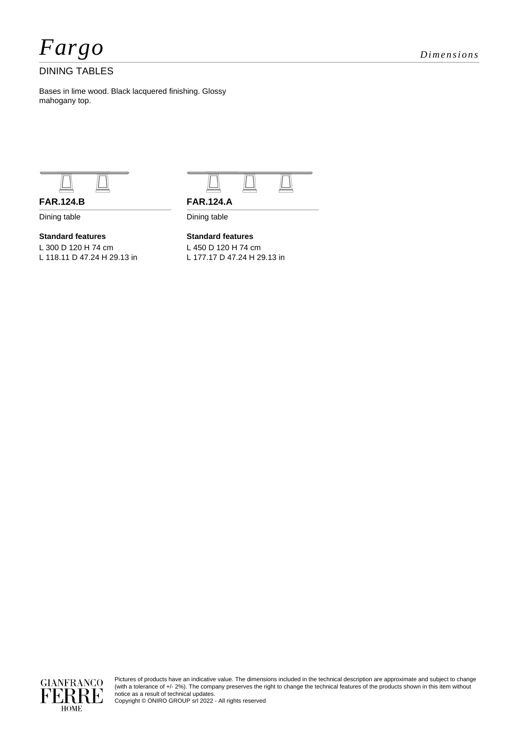# *Fargo*

*Dimensions*

## DINING TABLES

Bases in lime wood. Black lacquered finishing. Glossy mahogany top.

**FAR.124.B**

Dining table

**Standard features**

L 300 D 120 H 74 cm
L 118.11 D 47.24 H 29.13 in

**FAR.124.A**

Dining table

**Standard features**

L 450 D 120 H 74 cm
L 177.17 D 47.24 H 29.13 in

GIANFRANCO FERRE HOME

Pictures of products have an indicative value. The dimensions included in the technical description are approximate and subject to change (with a tolerance of +/- 2%). The company preserves the right to change the technical features of the products shown in this item without notice as a result of technical updates.
Copyright © ONIRO GROUP srl 2022 - All rights reserved